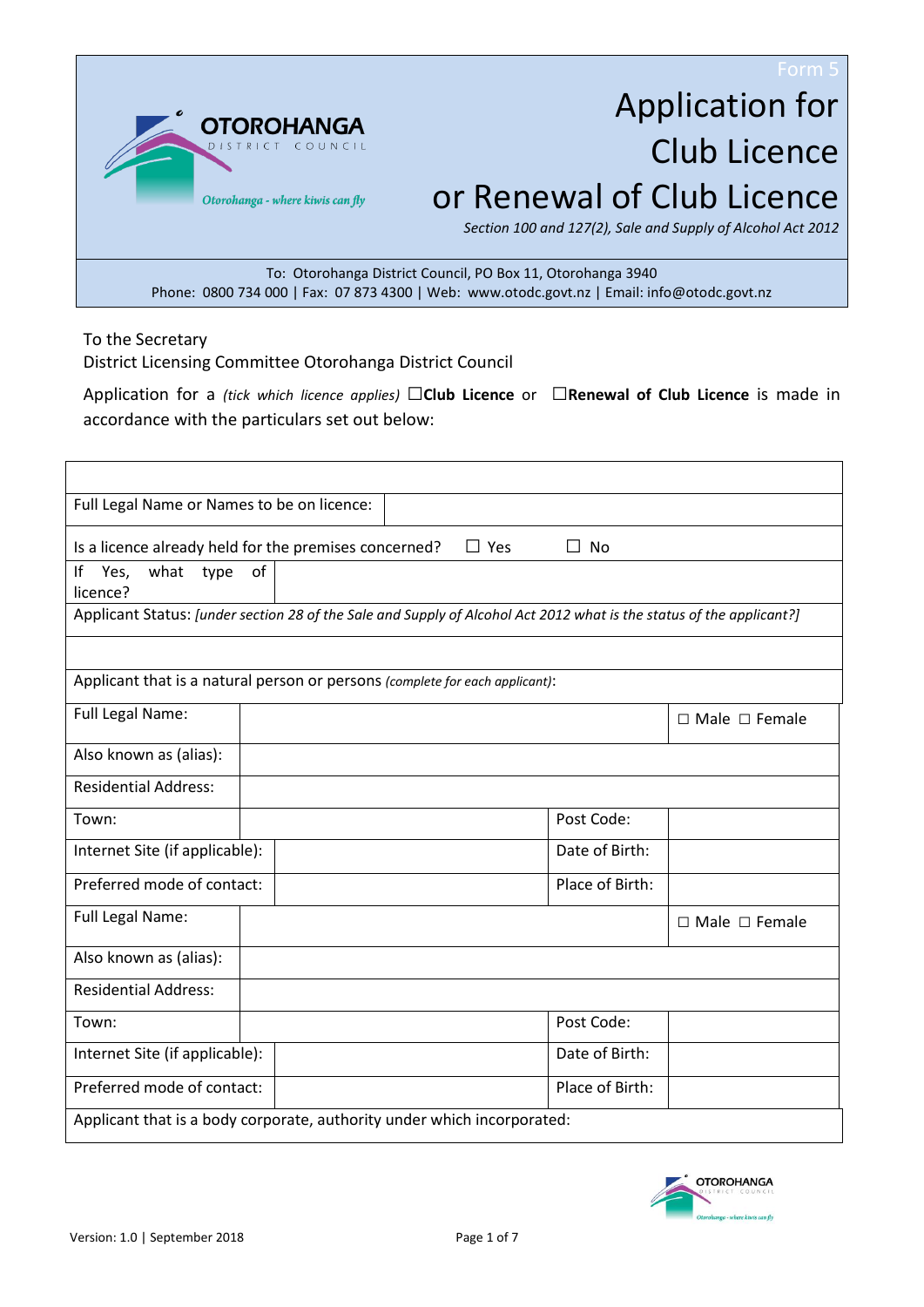Form 5

# Application for Club Licence or Renewal of Club Licence

*Section 100 and 127(2), Sale and Supply of Alcohol Act 2012*

To: Otorohanga District Council, PO Box 11, Otorohanga 3940
Phone: 0800 734 000 | Fax: 07 873 4300 | Web: www.otodc.govt.nz | Email: info@otodc.govt.nz

To the Secretary
District Licensing Committee Otorohanga District Council

Application for a *(tick which licence applies)* ☐**Club Licence** or ☐**Renewal of Club Licence** is made in accordance with the particulars set out below:

| | | | |
|---|---|---|---|
| Full Legal Name or Names to be on licence: | | | |
| Is a licence already held for the premises concerned? ☐ Yes ☐ No | | | |
| If Yes, what type of licence? | | | |
| Applicant Status: *[under section 28 of the Sale and Supply of Alcohol Act 2012 what is the status of the applicant?]* | | | |
| | | | |
| Applicant that is a natural person or persons *(complete for each applicant)*: | | | |
| Full Legal Name: | | | ☐ Male ☐ Female |
| Also known as (alias): | | | |
| Residential Address: | | | |
| Town: | | Post Code: | |
| Internet Site (if applicable): | | Date of Birth: | |
| Preferred mode of contact: | | Place of Birth: | |
| Full Legal Name: | | | ☐ Male ☐ Female |
| Also known as (alias): | | | |
| Residential Address: | | | |
| Town: | | Post Code: | |
| Internet Site (if applicable): | | Date of Birth: | |
| Preferred mode of contact: | | Place of Birth: | |
| Applicant that is a body corporate, authority under which incorporated: | | | |

Version: 1.0 | September 2018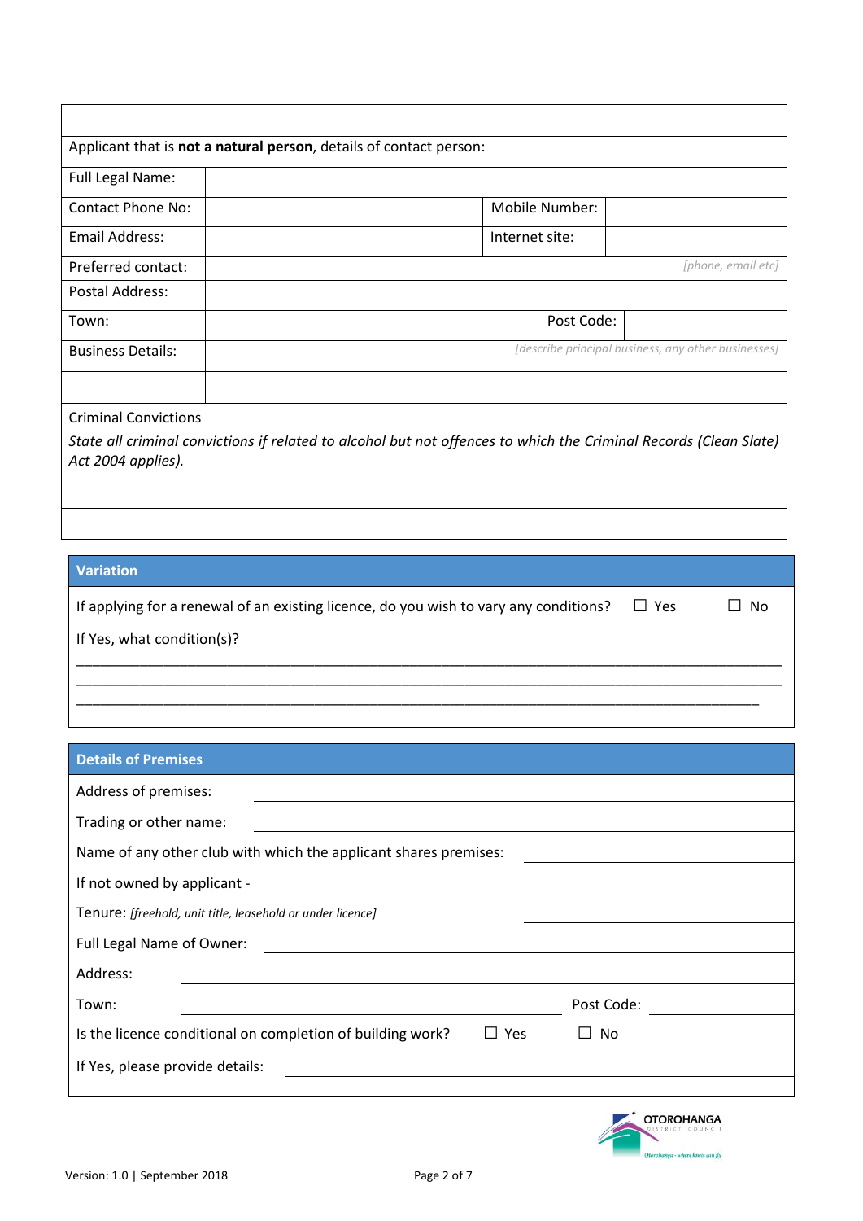| | | | |
|---|---|---|---|
| Applicant that is **not a natural person**, details of contact person: | | | |
| Full Legal Name: | | | |
| Contact Phone No: | | Mobile Number: | |
| Email Address: | | Internet site: | |
| Preferred contact: | *[phone, email etc]* | | |
| Postal Address: | | | |
| Town: | | Post Code: | |
| Business Details: | *[describe principal business, any other businesses]* | | |
| | | | |

Criminal Convictions

*State all criminal convictions if related to alcohol but not offences to which the Criminal Records (Clean Slate) Act 2004 applies).*

| |
|---|
| |
| |

## Variation

If applying for a renewal of an existing licence, do you wish to vary any conditions? ☐ Yes ☐ No

If Yes, what condition(s)?

______________________________________________________________________________________
______________________________________________________________________________________
______________________________________________________________________________________

## Details of Premises

Address of premises: ______________________________

Trading or other name: ______________________________

Name of any other club with which the applicant shares premises: ______________________________

If not owned by applicant -

Tenure: *[freehold, unit title, leasehold or under licence]* ______________________________

Full Legal Name of Owner: ______________________________

Address: ______________________________

Town: ______________________________ Post Code: ______________

Is the licence conditional on completion of building work? ☐ Yes ☐ No

If Yes, please provide details: ______________________________

Version: 1.0 | September 2018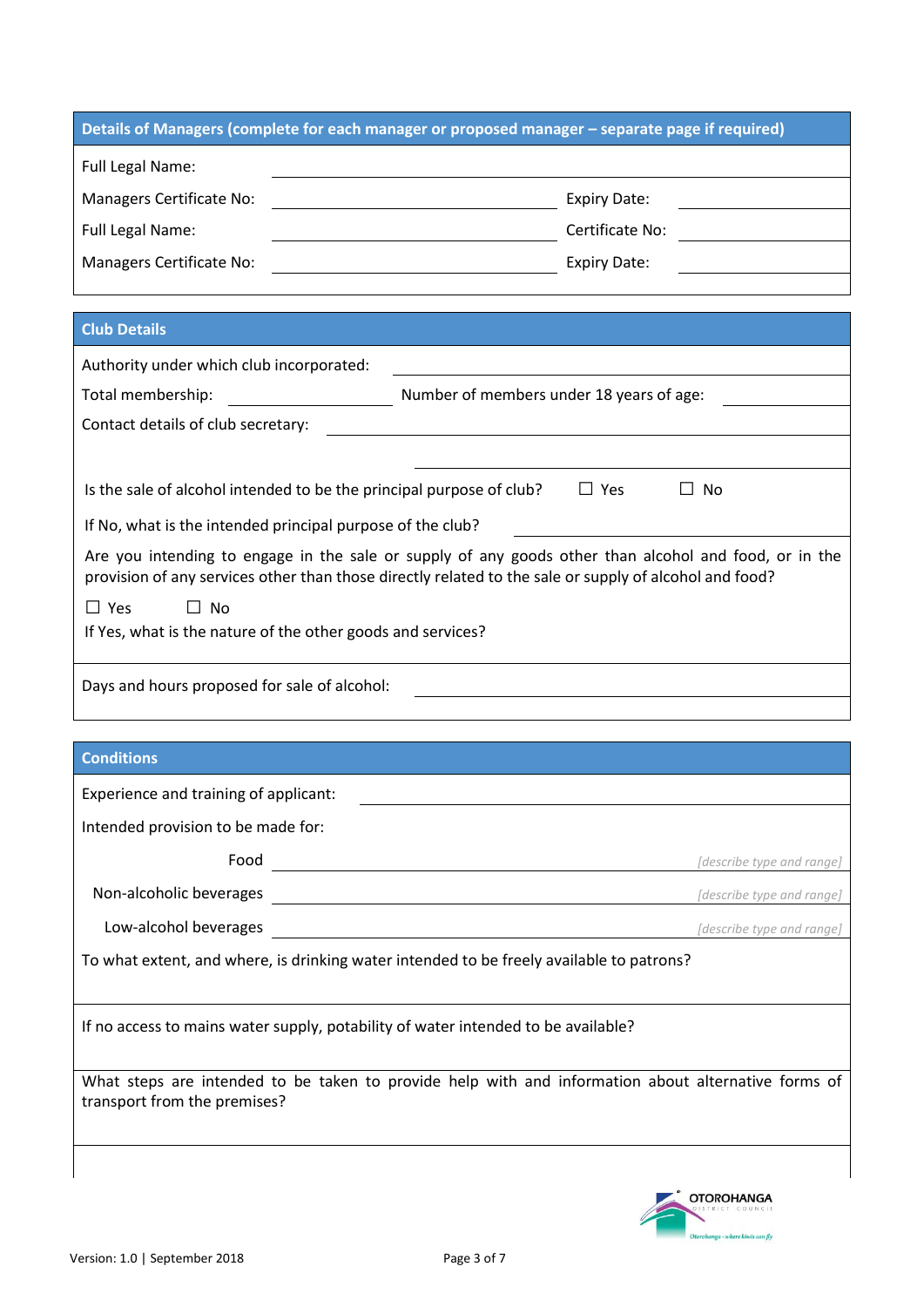## Details of Managers (complete for each manager or proposed manager – separate page if required)

| | | | |
|---|---|---|---|
| Full Legal Name: | | | |
| Managers Certificate No: | | Expiry Date: | |
| Full Legal Name: | | Certificate No: | |
| Managers Certificate No: | | Expiry Date: | |

## Club Details

Authority under which club incorporated: \_\_\_\_\_\_\_\_\_\_\_\_\_\_\_\_\_\_\_\_

Total membership: \_\_\_\_\_\_\_\_\_\_ Number of members under 18 years of age: \_\_\_\_\_\_\_\_\_\_

Contact details of club secretary: \_\_\_\_\_\_\_\_\_\_\_\_\_\_\_\_\_\_\_\_

Is the sale of alcohol intended to be the principal purpose of club? ☐ Yes ☐ No

If No, what is the intended principal purpose of the club? \_\_\_\_\_\_\_\_\_\_\_\_\_\_\_\_\_\_\_\_

Are you intending to engage in the sale or supply of any goods other than alcohol and food, or in the provision of any services other than those directly related to the sale or supply of alcohol and food?

☐ Yes ☐ No

If Yes, what is the nature of the other goods and services?

Days and hours proposed for sale of alcohol: \_\_\_\_\_\_\_\_\_\_\_\_\_\_\_\_\_\_\_\_

## Conditions

Experience and training of applicant: \_\_\_\_\_\_\_\_\_\_\_\_\_\_\_\_\_\_\_\_

Intended provision to be made for:

| | |
|---|---|
| Food | *[describe type and range]* |
| Non-alcoholic beverages | *[describe type and range]* |
| Low-alcohol beverages | *[describe type and range]* |

To what extent, and where, is drinking water intended to be freely available to patrons?

If no access to mains water supply, potability of water intended to be available?

What steps are intended to be taken to provide help with and information about alternative forms of transport from the premises?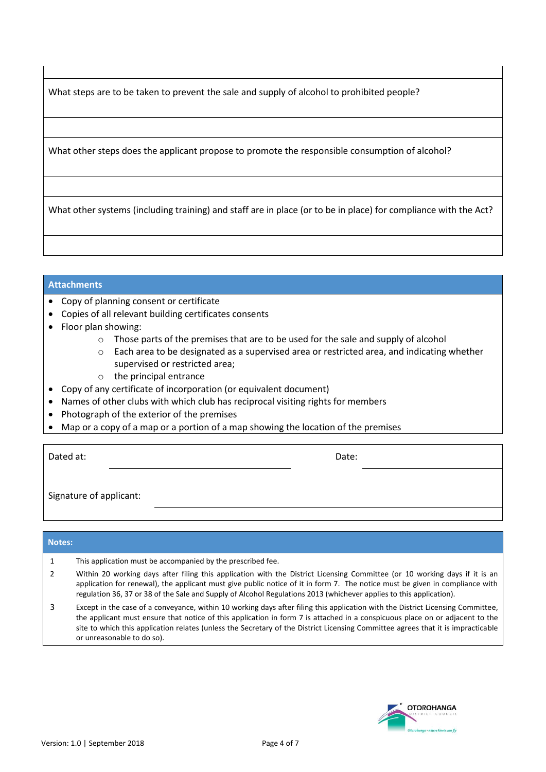What steps are to be taken to prevent the sale and supply of alcohol to prohibited people?

What other steps does the applicant propose to promote the responsible consumption of alcohol?

What other systems (including training) and staff are in place (or to be in place) for compliance with the Act?

## Attachments

- Copy of planning consent or certificate
- Copies of all relevant building certificates consents
- Floor plan showing:
    - Those parts of the premises that are to be used for the sale and supply of alcohol
    - Each area to be designated as a supervised area or restricted area, and indicating whether supervised or restricted area;
    - the principal entrance
- Copy of any certificate of incorporation (or equivalent document)
- Names of other clubs with which club has reciprocal visiting rights for members
- Photograph of the exterior of the premises
- Map or a copy of a map or a portion of a map showing the location of the premises

Dated at: ____________________ Date: ____________________

Signature of applicant: ____________________

## Notes:

1. This application must be accompanied by the prescribed fee.
2. Within 20 working days after filing this application with the District Licensing Committee (or 10 working days if it is an application for renewal), the applicant must give public notice of it in form 7. The notice must be given in compliance with regulation 36, 37 or 38 of the Sale and Supply of Alcohol Regulations 2013 (whichever applies to this application).
3. Except in the case of a conveyance, within 10 working days after filing this application with the District Licensing Committee, the applicant must ensure that notice of this application in form 7 is attached in a conspicuous place on or adjacent to the site to which this application relates (unless the Secretary of the District Licensing Committee agrees that it is impracticable or unreasonable to do so).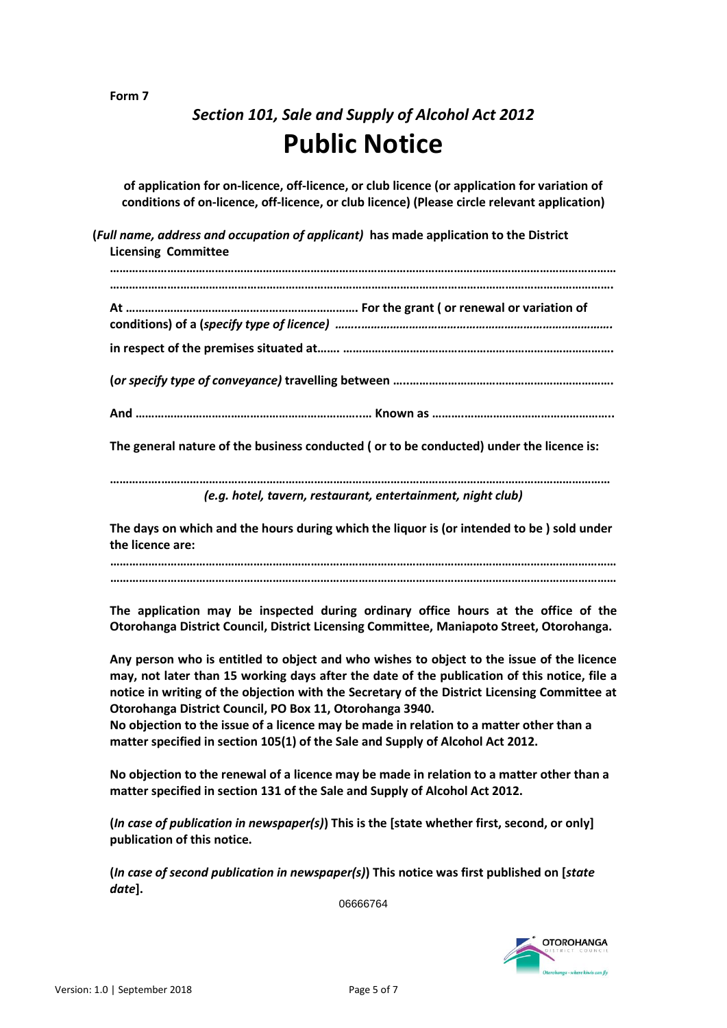**Form 7**

*Section 101, Sale and Supply of Alcohol Act 2012*

# Public Notice

**of application for on-licence, off-licence, or club licence (or application for variation of conditions of on-licence, off-licence, or club licence) (Please circle relevant application)**

**(*Full name, address and occupation of applicant*) has made application to the District Licensing Committee**

**…………………………………………………………………………………………………………………………………………**

**…………………………………………………………………………………………………………………………………………**

**At ……………………………………………………………… For the grant ( or renewal or variation of conditions) of a (*specify type of licence*) ……………………………………………………………………………**

**in respect of the premises situated at……. …………………………………………………………………………**

**(*or specify type of conveyance*) travelling between ………………………………………………………….**

**And …………………………………………………………….… Known as ………………………………………………..**

**The general nature of the business conducted ( or to be conducted) under the licence is:**

**………………………………………………………………………………………………………………………………………**

***(e.g. hotel, tavern, restaurant, entertainment, night club)***

**The days on which and the hours during which the liquor is (or intended to be ) sold under the licence are:**

**…………………………………………………………………………………………………………………………………………**

**…………………………………………………………………………………………………………………………………………**

**The application may be inspected during ordinary office hours at the office of the Otorohanga District Council, District Licensing Committee, Maniapoto Street, Otorohanga.**

**Any person who is entitled to object and who wishes to object to the issue of the licence may, not later than 15 working days after the date of the publication of this notice, file a notice in writing of the objection with the Secretary of the District Licensing Committee at Otorohanga District Council, PO Box 11, Otorohanga 3940.**

**No objection to the issue of a licence may be made in relation to a matter other than a matter specified in section 105(1) of the Sale and Supply of Alcohol Act 2012.**

**No objection to the renewal of a licence may be made in relation to a matter other than a matter specified in section 131 of the Sale and Supply of Alcohol Act 2012.**

**(*In case of publication in newspaper(s)*) This is the [state whether first, second, or only] publication of this notice.**

**(*In case of second publication in newspaper(s)*) This notice was first published on [*state date*].**

06666764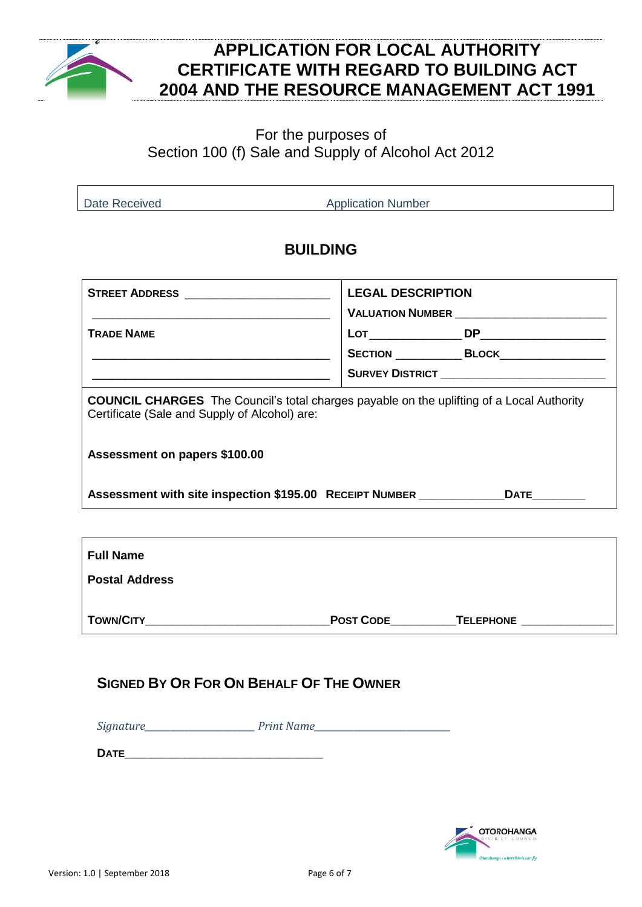# APPLICATION FOR LOCAL AUTHORITY CERTIFICATE WITH REGARD TO BUILDING ACT 2004 AND THE RESOURCE MANAGEMENT ACT 1991

For the purposes of
Section 100 (f) Sale and Supply of Alcohol Act 2012

| Date Received | Application Number |
|---|---|

## BUILDING

| **STREET ADDRESS** ______________________ | **LEGAL DESCRIPTION** |
|---|---|
| ______________________________________ | **VALUATION NUMBER** ______________________ |
| **TRADE NAME** | **LOT** ______________ **DP** __________________ |
| ______________________________________ | **SECTION** __________ **BLOCK** _______________ |
| ______________________________________ | **SURVEY DISTRICT** _________________________ |

**COUNCIL CHARGES** The Council's total charges payable on the uplifting of a Local Authority Certificate (Sale and Supply of Alcohol) are:

**Assessment on papers $100.00**

**Assessment with site inspection $195.00** **RECEIPT NUMBER** _____________ **DATE** ________

**Full Name**

**Postal Address**

**TOWN/CITY** _____________________________ **POST CODE** __________ **TELEPHONE** ______________

### SIGNED BY OR FOR ON BEHALF OF THE OWNER

*Signature*_____________________ *Print Name*_________________________

**DATE**_________________________________

Version: 1.0 | September 2018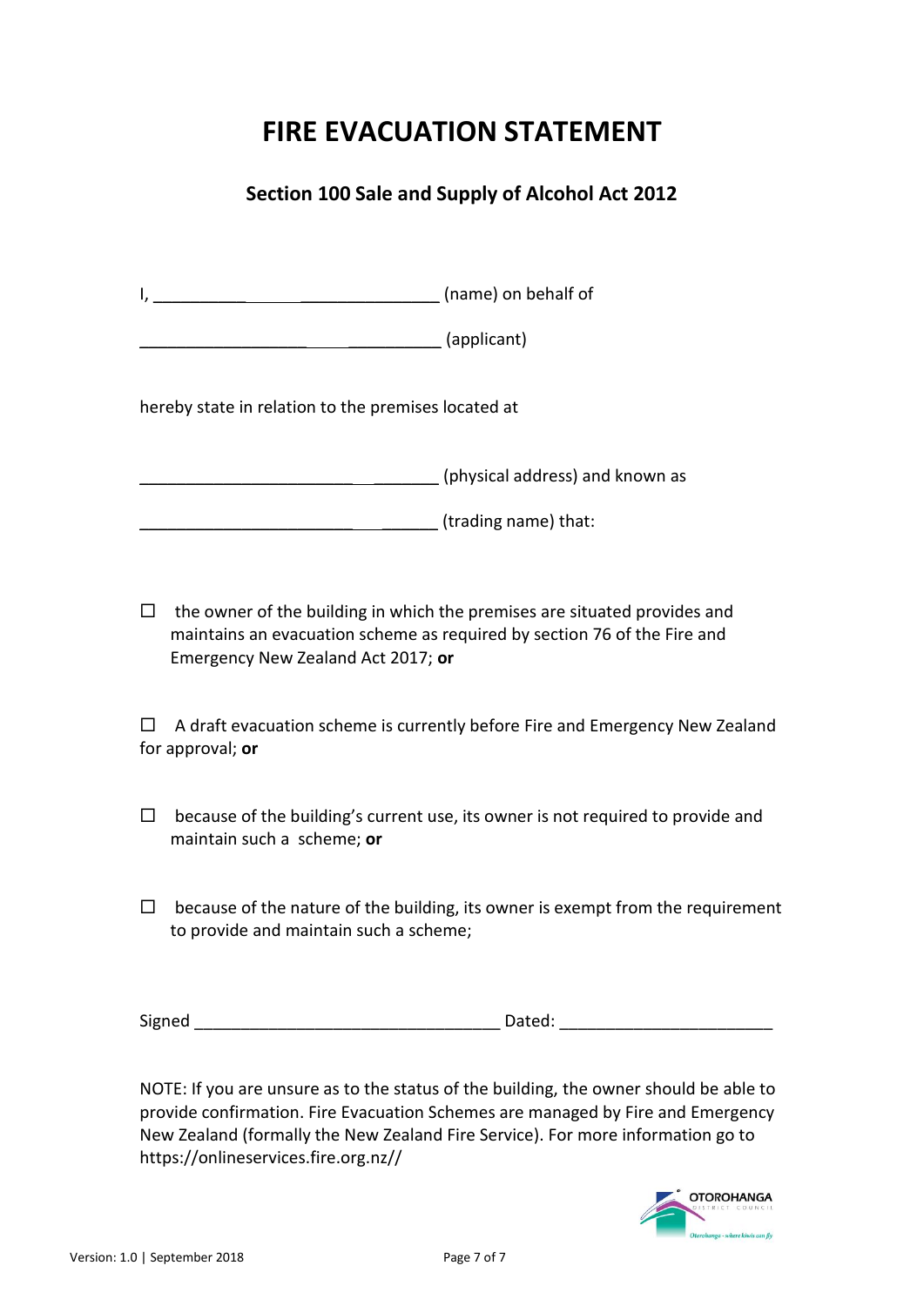# FIRE EVACUATION STATEMENT

## Section 100 Sale and Supply of Alcohol Act 2012

I, ______________________________ (name) on behalf of

______________________________ (applicant)

hereby state in relation to the premises located at

______________________________ (physical address) and known as

______________________________ (trading name) that:

☐ the owner of the building in which the premises are situated provides and maintains an evacuation scheme as required by section 76 of the Fire and Emergency New Zealand Act 2017; **or**

☐ A draft evacuation scheme is currently before Fire and Emergency New Zealand for approval; **or**

☐ because of the building's current use, its owner is not required to provide and maintain such a scheme; **or**

☐ because of the nature of the building, its owner is exempt from the requirement to provide and maintain such a scheme;

Signed ______________________________ Dated: ______________________

NOTE: If you are unsure as to the status of the building, the owner should be able to provide confirmation. Fire Evacuation Schemes are managed by Fire and Emergency New Zealand (formally the New Zealand Fire Service). For more information go to https://onlineservices.fire.org.nz//

OTOROHANGA DISTRICT COUNCIL
Otorohanga - where kiwis can fly

Version: 1.0 | September 2018